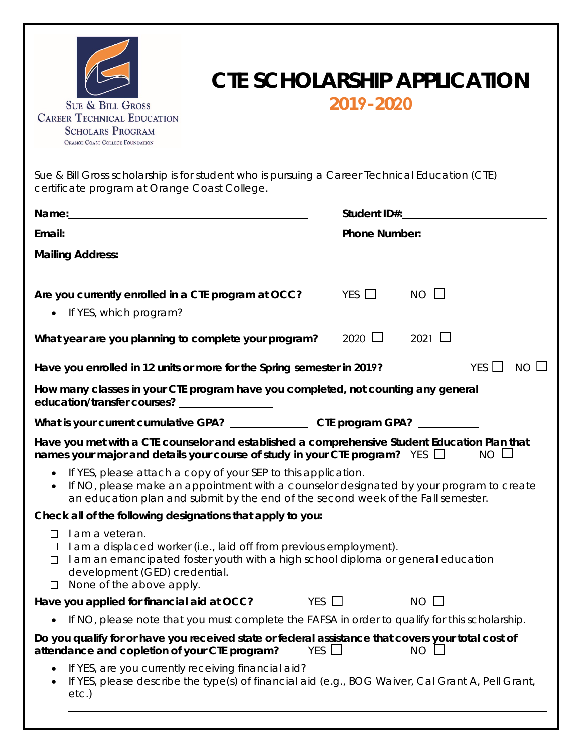Sue & Bill Gross
Career Technical Education
Scholars Program
Orange Coast College Foundation

# CTE SCHOLARSHIP APPLICATION

## 2019-2020

Sue & Bill Gross scholarship is for student who is pursuing a Career Technical Education (CTE) certificate program at Orange Coast College.

**Name:** ______________________________ **Student ID#:** ______________________

**Email:** ______________________________ **Phone Number:** ______________________

**Mailing Address:** ________________________________________________________

________________________________________________________

**Are you currently enrolled in a CTE program at OCC?** YES ☐ NO ☐

- If YES, which program? ______________________________

**What year are you planning to complete your program?** 2020 ☐ 2021 ☐

**Have you enrolled in 12 units or more for the Spring semester in 2019?** YES ☐ NO ☐

**How many classes in your CTE program have you completed, not counting any general education/transfer courses?** ____________

**What is your current cumulative GPA?** __________ **CTE program GPA?** ________

**Have you met with a CTE counselor and established a comprehensive Student Education Plan that names your major and details your course of study in your CTE program?** YES ☐ NO ☐

- If YES, please attach a copy of your SEP to this application.
- If NO, please make an appointment with a counselor designated by your program to create an education plan and submit by the end of the second week of the Fall semester.

**Check all of the following designations that apply to you:**

- ☐ I am a veteran.
- ☐ I am a displaced worker (i.e., laid off from previous employment).
- ☐ I am an emancipated foster youth with a high school diploma or general education development (GED) credential.
- ☐ None of the above apply.

**Have you applied for financial aid at OCC?** YES ☐ NO ☐

- If NO, please note that you must complete the FAFSA in order to qualify for this scholarship.

**Do you qualify for or have you received state or federal assistance that covers your total cost of attendance and copletion of your CTE program?** YES ☐ NO ☐

- If YES, are you currently receiving financial aid?
- If YES, please describe the type(s) of financial aid (e.g., BOG Waiver, Cal Grant A, Pell Grant, etc.) ________________________________________________________

________________________________________________________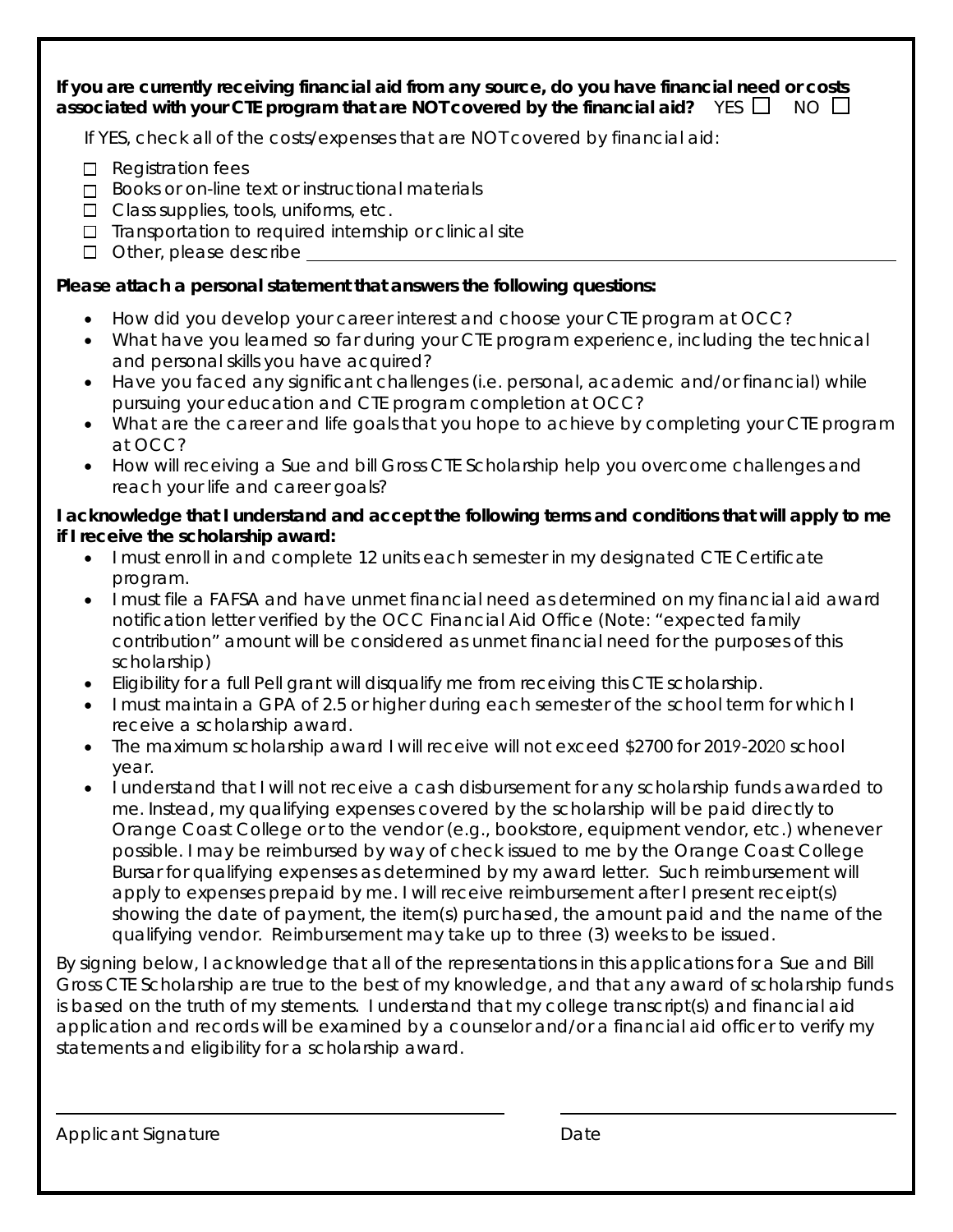**If you are currently receiving financial aid from any source, do you have financial need or costs associated with your CTE program that are NOT covered by the financial aid?** YES ☐ NO ☐

If YES, check all of the costs/expenses that are NOT covered by financial aid:

- ☐ Registration fees
- ☐ Books or on-line text or instructional materials
- ☐ Class supplies, tools, uniforms, etc.
- ☐ Transportation to required internship or clinical site
- ☐ Other, please describe ______________________________

**Please attach a personal statement that answers the following questions:**

- How did you develop your career interest and choose your CTE program at OCC?
- What have you learned so far during your CTE program experience, including the technical and personal skills you have acquired?
- Have you faced any significant challenges (i.e. personal, academic and/or financial) while pursuing your education and CTE program completion at OCC?
- What are the career and life goals that you hope to achieve by completing your CTE program at OCC?
- How will receiving a Sue and bill Gross CTE Scholarship help you overcome challenges and reach your life and career goals?

**I acknowledge that I understand and accept the following terms and conditions that will apply to me if I receive the scholarship award:**

- I must enroll in and complete 12 units each semester in my designated CTE Certificate program.
- I must file a FAFSA and have unmet financial need as determined on my financial aid award notification letter verified by the OCC Financial Aid Office (Note: "expected family contribution" amount will be considered as unmet financial need for the purposes of this scholarship)
- Eligibility for a full Pell grant will disqualify me from receiving this CTE scholarship.
- I must maintain a GPA of 2.5 or higher during each semester of the school term for which I receive a scholarship award.
- The maximum scholarship award I will receive will not exceed $2700 for 2019-2020 school year.
- I understand that I will not receive a cash disbursement for any scholarship funds awarded to me. Instead, my qualifying expenses covered by the scholarship will be paid directly to Orange Coast College or to the vendor (e.g., bookstore, equipment vendor, etc.) whenever possible. I may be reimbursed by way of check issued to me by the Orange Coast College Bursar for qualifying expenses as determined by my award letter. Such reimbursement will apply to expenses prepaid by me. I will receive reimbursement after I present receipt(s) showing the date of payment, the item(s) purchased, the amount paid and the name of the qualifying vendor. Reimbursement may take up to three (3) weeks to be issued.

By signing below, I acknowledge that all of the representations in this applications for a Sue and Bill Gross CTE Scholarship are true to the best of my knowledge, and that any award of scholarship funds is based on the truth of my stements. I understand that my college transcript(s) and financial aid application and records will be examined by a counselor and/or a financial aid officer to verify my statements and eligibility for a scholarship award.

______________________________ ______________________________

Applicant Signature Date